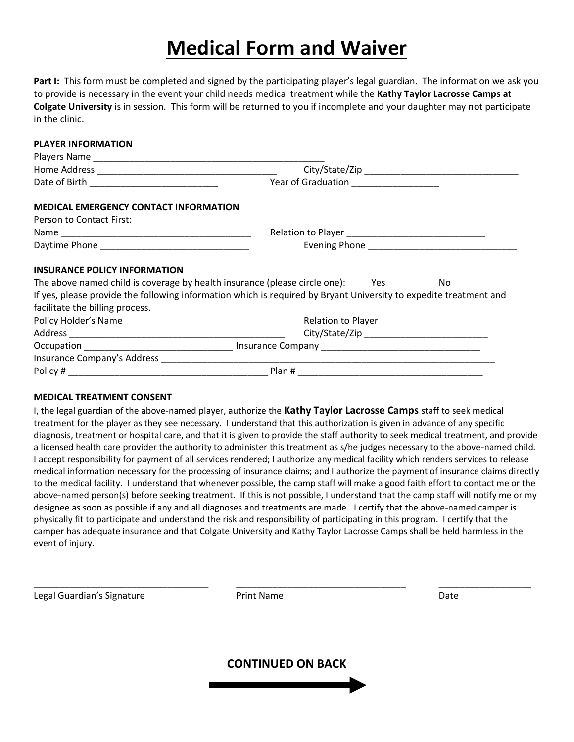# Medical Form and Waiver

**Part I:** This form must be completed and signed by the participating player's legal guardian. The information we ask you to provide is necessary in the event your child needs medical treatment while the **Kathy Taylor Lacrosse Camps at Colgate University** is in session. This form will be returned to you if incomplete and your daughter may not participate in the clinic.

**PLAYER INFORMATION**

Players Name ______________________________________________

Home Address ___________________________________ City/State/Zip ______________________________

Date of Birth _________________________ Year of Graduation _________________

**MEDICAL EMERGENCY CONTACT INFORMATION**

Person to Contact First:

Name ______________________________________ Relation to Player ___________________________

Daytime Phone _____________________________ Evening Phone _____________________________

**INSURANCE POLICY INFORMATION**

The above named child is coverage by health insurance (please circle one): Yes No

If yes, please provide the following information which is required by Bryant University to expedite treatment and facilitate the billing process.

Policy Holder's Name _________________________________ Relation to Player _____________________

Address __________________________________________ City/State/Zip ________________________

Occupation _____________________________ Insurance Company _______________________________

Insurance Company's Address _______________________________________________________________

Policy # _______________________________________ Plan # ____________________________________

**MEDICAL TREATMENT CONSENT**

I, the legal guardian of the above-named player, authorize the **Kathy Taylor Lacrosse Camps** staff to seek medical treatment for the player as they see necessary. I understand that this authorization is given in advance of any specific diagnosis, treatment or hospital care, and that it is given to provide the staff authority to seek medical treatment, and provide a licensed health care provider the authority to administer this treatment as s/he judges necessary to the above-named child. I accept responsibility for payment of all services rendered; I authorize any medical facility which renders services to release medical information necessary for the processing of insurance claims; and I authorize the payment of insurance claims directly to the medical facility. I understand that whenever possible, the camp staff will make a good faith effort to contact me or the above-named person(s) before seeking treatment. If this is not possible, I understand that the camp staff will notify me or my designee as soon as possible if any and all diagnoses and treatments are made. I certify that the above-named camper is physically fit to participate and understand the risk and responsibility of participating in this program. I certify that the camper has adequate insurance and that Colgate University and Kathy Taylor Lacrosse Camps shall be held harmless in the event of injury.

__________________________________ __________________________________ __________________

Legal Guardian's Signature Print Name Date

**CONTINUED ON BACK**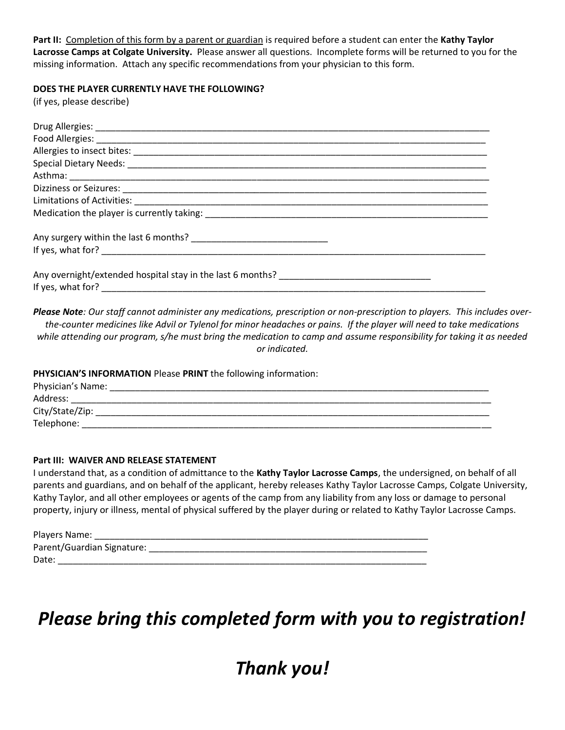**Part II:** Completion of this form by a parent or guardian is required before a student can enter the **Kathy Taylor Lacrosse Camps at Colgate University.** Please answer all questions. Incomplete forms will be returned to you for the missing information. Attach any specific recommendations from your physician to this form.

**DOES THE PLAYER CURRENTLY HAVE THE FOLLOWING?**
(if yes, please describe)

Drug Allergies: ___________________________________________________________________________
Food Allergies: ___________________________________________________________________________
Allergies to insect bites: ___________________________________________________________________
Special Dietary Needs: _____________________________________________________________________
Asthma: _________________________________________________________________________________
Dizziness or Seizures: _____________________________________________________________________
Limitations of Activities: ___________________________________________________________________
Medication the player is currently taking: _____________________________________________________

Any surgery within the last 6 months? ___________________________
If yes, what for? _________________________________________________________________________

Any overnight/extended hospital stay in the last 6 months? ______________________________
If yes, what for? _________________________________________________________________________

***Please Note**: Our staff cannot administer any medications, prescription or non-prescription to players. This includes over-the-counter medicines like Advil or Tylenol for minor headaches or pains. If the player will need to take medications while attending our program, s/he must bring the medication to camp and assume responsibility for taking it as needed or indicated.*

**PHYSICIAN'S INFORMATION** Please **PRINT** the following information:
Physician's Name: _________________________________________________________________________
Address: ________________________________________________________________________________
City/State/Zip: ___________________________________________________________________________
Telephone: ______________________________________________________________________________

**Part III: WAIVER AND RELEASE STATEMENT**

I understand that, as a condition of admittance to the **Kathy Taylor Lacrosse Camps**, the undersigned, on behalf of all parents and guardians, and on behalf of the applicant, hereby releases Kathy Taylor Lacrosse Camps, Colgate University, Kathy Taylor, and all other employees or agents of the camp from any liability from any loss or damage to personal property, injury or illness, mental of physical suffered by the player during or related to Kathy Taylor Lacrosse Camps.

Players Name: ____________________________________________________________________
Parent/Guardian Signature: _________________________________________________________
Date: ____________________________________________________________________________

# *Please bring this completed form with you to registration!*

# *Thank you!*